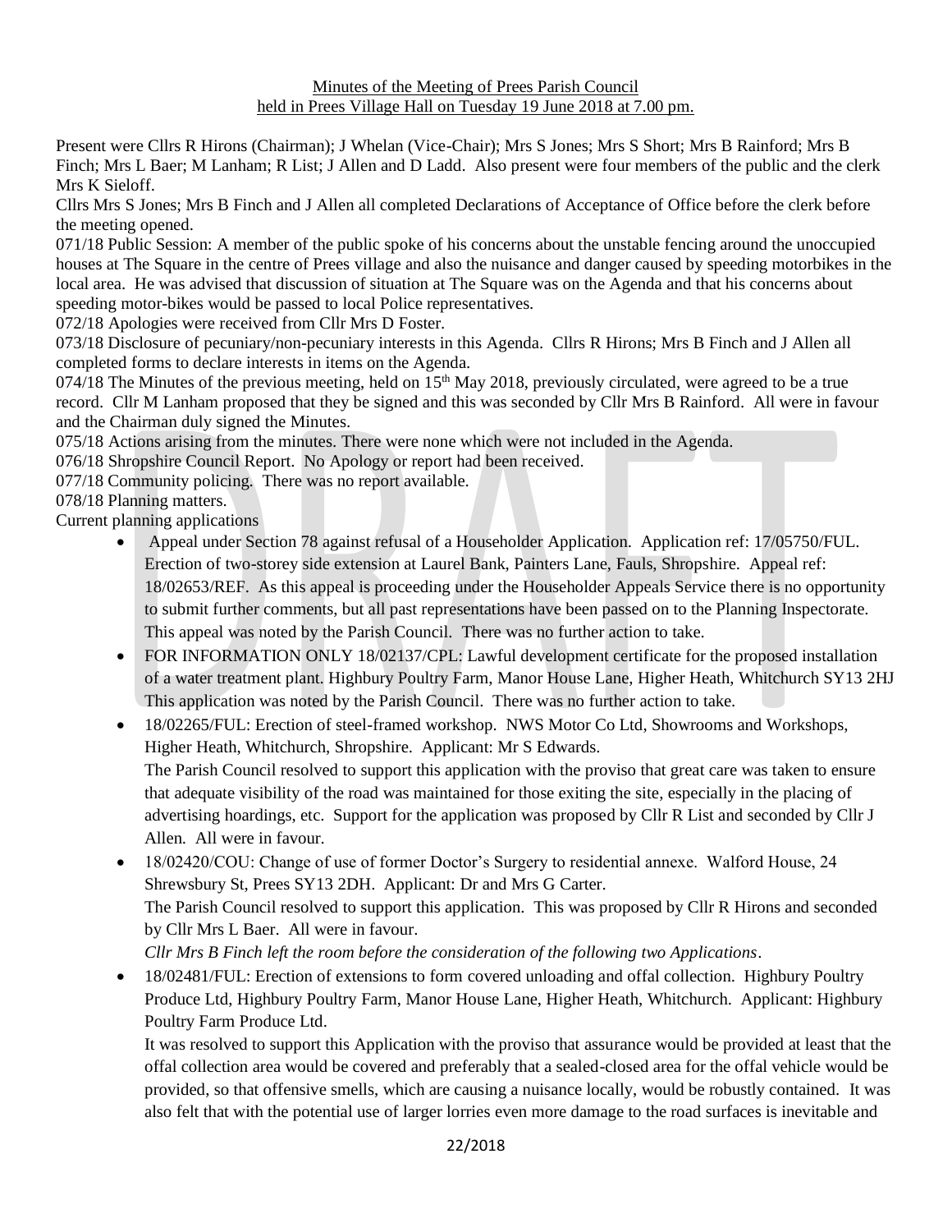Minutes of the Meeting of Prees Parish Council
held in Prees Village Hall on Tuesday 19 June 2018 at 7.00 pm.

Present were Cllrs R Hirons (Chairman); J Whelan (Vice-Chair); Mrs S Jones; Mrs S Short; Mrs B Rainford; Mrs B Finch; Mrs L Baer; M Lanham; R List; J Allen and D Ladd. Also present were four members of the public and the clerk Mrs K Sieloff.

Cllrs Mrs S Jones; Mrs B Finch and J Allen all completed Declarations of Acceptance of Office before the clerk before the meeting opened.

071/18 Public Session: A member of the public spoke of his concerns about the unstable fencing around the unoccupied houses at The Square in the centre of Prees village and also the nuisance and danger caused by speeding motorbikes in the local area. He was advised that discussion of situation at The Square was on the Agenda and that his concerns about speeding motor-bikes would be passed to local Police representatives.

072/18 Apologies were received from Cllr Mrs D Foster.

073/18 Disclosure of pecuniary/non-pecuniary interests in this Agenda. Cllrs R Hirons; Mrs B Finch and J Allen all completed forms to declare interests in items on the Agenda.

074/18 The Minutes of the previous meeting, held on 15th May 2018, previously circulated, were agreed to be a true record. Cllr M Lanham proposed that they be signed and this was seconded by Cllr Mrs B Rainford. All were in favour and the Chairman duly signed the Minutes.

075/18 Actions arising from the minutes. There were none which were not included in the Agenda.

076/18 Shropshire Council Report. No Apology or report had been received.

077/18 Community policing. There was no report available.

078/18 Planning matters.

Current planning applications

- Appeal under Section 78 against refusal of a Householder Application. Application ref: 17/05750/FUL. Erection of two-storey side extension at Laurel Bank, Painters Lane, Fauls, Shropshire. Appeal ref: 18/02653/REF. As this appeal is proceeding under the Householder Appeals Service there is no opportunity to submit further comments, but all past representations have been passed on to the Planning Inspectorate. This appeal was noted by the Parish Council. There was no further action to take.
- FOR INFORMATION ONLY 18/02137/CPL: Lawful development certificate for the proposed installation of a water treatment plant. Highbury Poultry Farm, Manor House Lane, Higher Heath, Whitchurch SY13 2HJ This application was noted by the Parish Council. There was no further action to take.
- 18/02265/FUL: Erection of steel-framed workshop. NWS Motor Co Ltd, Showrooms and Workshops, Higher Heath, Whitchurch, Shropshire. Applicant: Mr S Edwards.
  The Parish Council resolved to support this application with the proviso that great care was taken to ensure that adequate visibility of the road was maintained for those exiting the site, especially in the placing of advertising hoardings, etc. Support for the application was proposed by Cllr R List and seconded by Cllr J Allen. All were in favour.
- 18/02420/COU: Change of use of former Doctor's Surgery to residential annexe. Walford House, 24 Shrewsbury St, Prees SY13 2DH. Applicant: Dr and Mrs G Carter.
  The Parish Council resolved to support this application. This was proposed by Cllr R Hirons and seconded by Cllr Mrs L Baer. All were in favour.
  *Cllr Mrs B Finch left the room before the consideration of the following two Applications*.
- 18/02481/FUL: Erection of extensions to form covered unloading and offal collection. Highbury Poultry Produce Ltd, Highbury Poultry Farm, Manor House Lane, Higher Heath, Whitchurch. Applicant: Highbury Poultry Farm Produce Ltd.
  It was resolved to support this Application with the proviso that assurance would be provided at least that the offal collection area would be covered and preferably that a sealed-closed area for the offal vehicle would be provided, so that offensive smells, which are causing a nuisance locally, would be robustly contained. It was also felt that with the potential use of larger lorries even more damage to the road surfaces is inevitable and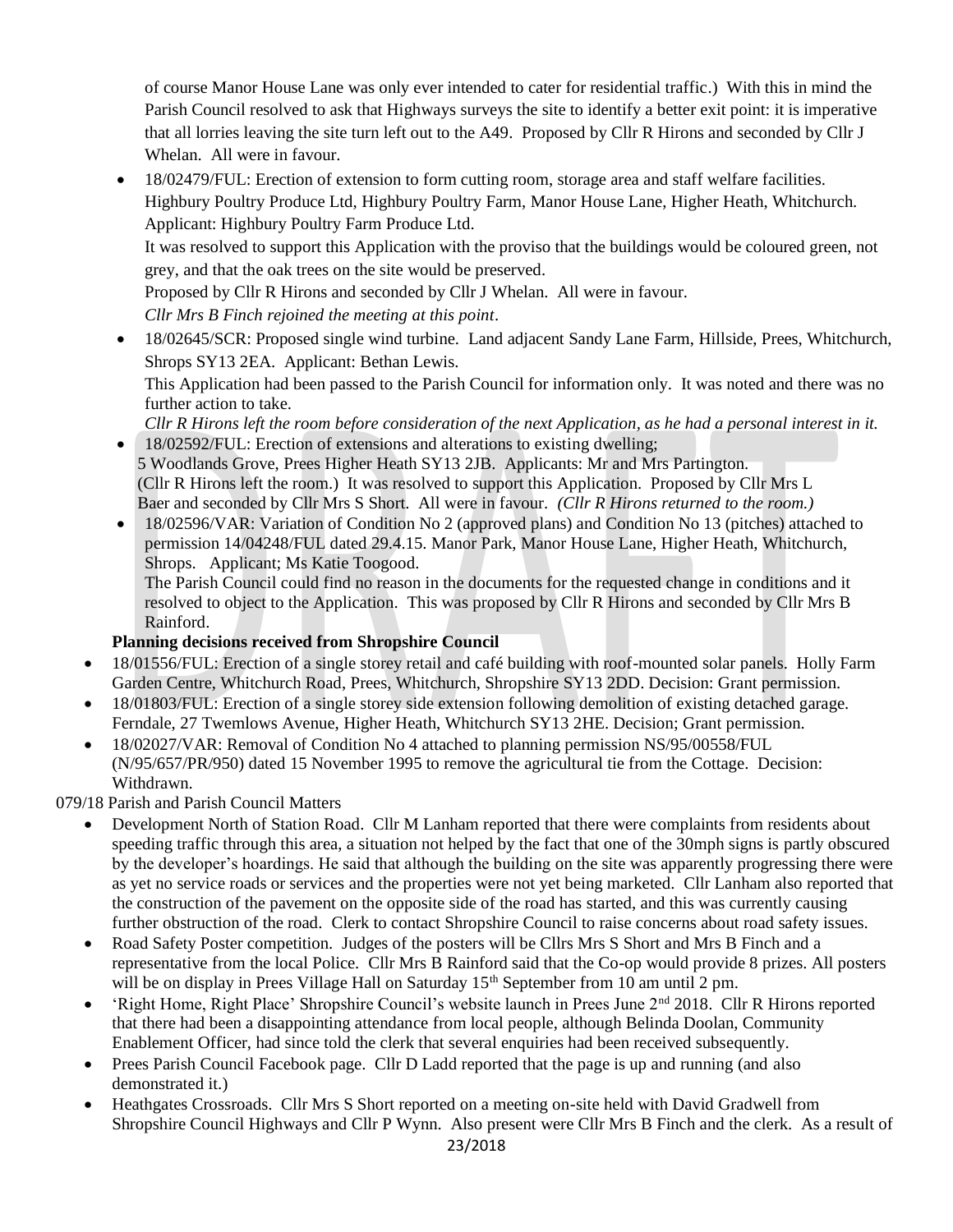of course Manor House Lane was only ever intended to cater for residential traffic.) With this in mind the Parish Council resolved to ask that Highways surveys the site to identify a better exit point: it is imperative that all lorries leaving the site turn left out to the A49. Proposed by Cllr R Hirons and seconded by Cllr J Whelan. All were in favour.

- 18/02479/FUL: Erection of extension to form cutting room, storage area and staff welfare facilities. Highbury Poultry Produce Ltd, Highbury Poultry Farm, Manor House Lane, Higher Heath, Whitchurch. Applicant: Highbury Poultry Farm Produce Ltd.
  It was resolved to support this Application with the proviso that the buildings would be coloured green, not grey, and that the oak trees on the site would be preserved.
  Proposed by Cllr R Hirons and seconded by Cllr J Whelan. All were in favour.
  *Cllr Mrs B Finch rejoined the meeting at this point*.
- 18/02645/SCR: Proposed single wind turbine. Land adjacent Sandy Lane Farm, Hillside, Prees, Whitchurch, Shrops SY13 2EA. Applicant: Bethan Lewis.
  This Application had been passed to the Parish Council for information only. It was noted and there was no further action to take.
  *Cllr R Hirons left the room before consideration of the next Application, as he had a personal interest in it.*
- 18/02592/FUL: Erection of extensions and alterations to existing dwelling;
  5 Woodlands Grove, Prees Higher Heath SY13 2JB. Applicants: Mr and Mrs Partington.
  (Cllr R Hirons left the room.) It was resolved to support this Application. Proposed by Cllr Mrs L Baer and seconded by Cllr Mrs S Short. All were in favour. *(Cllr R Hirons returned to the room.)*
- 18/02596/VAR: Variation of Condition No 2 (approved plans) and Condition No 13 (pitches) attached to permission 14/04248/FUL dated 29.4.15. Manor Park, Manor House Lane, Higher Heath, Whitchurch, Shrops. Applicant; Ms Katie Toogood.
  The Parish Council could find no reason in the documents for the requested change in conditions and it resolved to object to the Application. This was proposed by Cllr R Hirons and seconded by Cllr Mrs B Rainford.

**Planning decisions received from Shropshire Council**

- 18/01556/FUL: Erection of a single storey retail and café building with roof-mounted solar panels. Holly Farm Garden Centre, Whitchurch Road, Prees, Whitchurch, Shropshire SY13 2DD. Decision: Grant permission.
- 18/01803/FUL: Erection of a single storey side extension following demolition of existing detached garage. Ferndale, 27 Twemlows Avenue, Higher Heath, Whitchurch SY13 2HE. Decision; Grant permission.
- 18/02027/VAR: Removal of Condition No 4 attached to planning permission NS/95/00558/FUL (N/95/657/PR/950) dated 15 November 1995 to remove the agricultural tie from the Cottage. Decision: Withdrawn.

079/18 Parish and Parish Council Matters

- Development North of Station Road. Cllr M Lanham reported that there were complaints from residents about speeding traffic through this area, a situation not helped by the fact that one of the 30mph signs is partly obscured by the developer's hoardings. He said that although the building on the site was apparently progressing there were as yet no service roads or services and the properties were not yet being marketed. Cllr Lanham also reported that the construction of the pavement on the opposite side of the road has started, and this was currently causing further obstruction of the road. Clerk to contact Shropshire Council to raise concerns about road safety issues.
- Road Safety Poster competition. Judges of the posters will be Cllrs Mrs S Short and Mrs B Finch and a representative from the local Police. Cllr Mrs B Rainford said that the Co-op would provide 8 prizes. All posters will be on display in Prees Village Hall on Saturday 15th September from 10 am until 2 pm.
- 'Right Home, Right Place' Shropshire Council's website launch in Prees June 2nd 2018. Cllr R Hirons reported that there had been a disappointing attendance from local people, although Belinda Doolan, Community Enablement Officer, had since told the clerk that several enquiries had been received subsequently.
- Prees Parish Council Facebook page. Cllr D Ladd reported that the page is up and running (and also demonstrated it.)
- Heathgates Crossroads. Cllr Mrs S Short reported on a meeting on-site held with David Gradwell from Shropshire Council Highways and Cllr P Wynn. Also present were Cllr Mrs B Finch and the clerk. As a result of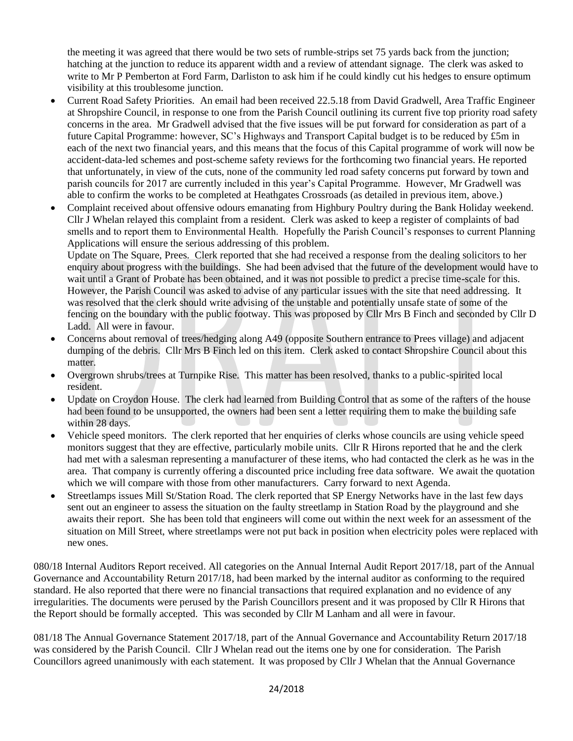the meeting it was agreed that there would be two sets of rumble-strips set 75 yards back from the junction; hatching at the junction to reduce its apparent width and a review of attendant signage. The clerk was asked to write to Mr P Pemberton at Ford Farm, Darliston to ask him if he could kindly cut his hedges to ensure optimum visibility at this troublesome junction.

- Current Road Safety Priorities. An email had been received 22.5.18 from David Gradwell, Area Traffic Engineer at Shropshire Council, in response to one from the Parish Council outlining its current five top priority road safety concerns in the area. Mr Gradwell advised that the five issues will be put forward for consideration as part of a future Capital Programme: however, SC's Highways and Transport Capital budget is to be reduced by £5m in each of the next two financial years, and this means that the focus of this Capital programme of work will now be accident-data-led schemes and post-scheme safety reviews for the forthcoming two financial years. He reported that unfortunately, in view of the cuts, none of the community led road safety concerns put forward by town and parish councils for 2017 are currently included in this year's Capital Programme. However, Mr Gradwell was able to confirm the works to be completed at Heathgates Crossroads (as detailed in previous item, above.)
- Complaint received about offensive odours emanating from Highbury Poultry during the Bank Holiday weekend. Cllr J Whelan relayed this complaint from a resident. Clerk was asked to keep a register of complaints of bad smells and to report them to Environmental Health. Hopefully the Parish Council's responses to current Planning Applications will ensure the serious addressing of this problem.

  Update on The Square, Prees. Clerk reported that she had received a response from the dealing solicitors to her enquiry about progress with the buildings. She had been advised that the future of the development would have to wait until a Grant of Probate has been obtained, and it was not possible to predict a precise time-scale for this. However, the Parish Council was asked to advise of any particular issues with the site that need addressing. It was resolved that the clerk should write advising of the unstable and potentially unsafe state of some of the fencing on the boundary with the public footway. This was proposed by Cllr Mrs B Finch and seconded by Cllr D Ladd. All were in favour.
- Concerns about removal of trees/hedging along A49 (opposite Southern entrance to Prees village) and adjacent dumping of the debris. Cllr Mrs B Finch led on this item. Clerk asked to contact Shropshire Council about this matter.
- Overgrown shrubs/trees at Turnpike Rise. This matter has been resolved, thanks to a public-spirited local resident.
- Update on Croydon House. The clerk had learned from Building Control that as some of the rafters of the house had been found to be unsupported, the owners had been sent a letter requiring them to make the building safe within 28 days.
- Vehicle speed monitors. The clerk reported that her enquiries of clerks whose councils are using vehicle speed monitors suggest that they are effective, particularly mobile units. Cllr R Hirons reported that he and the clerk had met with a salesman representing a manufacturer of these items, who had contacted the clerk as he was in the area. That company is currently offering a discounted price including free data software. We await the quotation which we will compare with those from other manufacturers. Carry forward to next Agenda.
- Streetlamps issues Mill St/Station Road. The clerk reported that SP Energy Networks have in the last few days sent out an engineer to assess the situation on the faulty streetlamp in Station Road by the playground and she awaits their report. She has been told that engineers will come out within the next week for an assessment of the situation on Mill Street, where streetlamps were not put back in position when electricity poles were replaced with new ones.

080/18 Internal Auditors Report received. All categories on the Annual Internal Audit Report 2017/18, part of the Annual Governance and Accountability Return 2017/18, had been marked by the internal auditor as conforming to the required standard. He also reported that there were no financial transactions that required explanation and no evidence of any irregularities. The documents were perused by the Parish Councillors present and it was proposed by Cllr R Hirons that the Report should be formally accepted. This was seconded by Cllr M Lanham and all were in favour.

081/18 The Annual Governance Statement 2017/18, part of the Annual Governance and Accountability Return 2017/18 was considered by the Parish Council. Cllr J Whelan read out the items one by one for consideration. The Parish Councillors agreed unanimously with each statement. It was proposed by Cllr J Whelan that the Annual Governance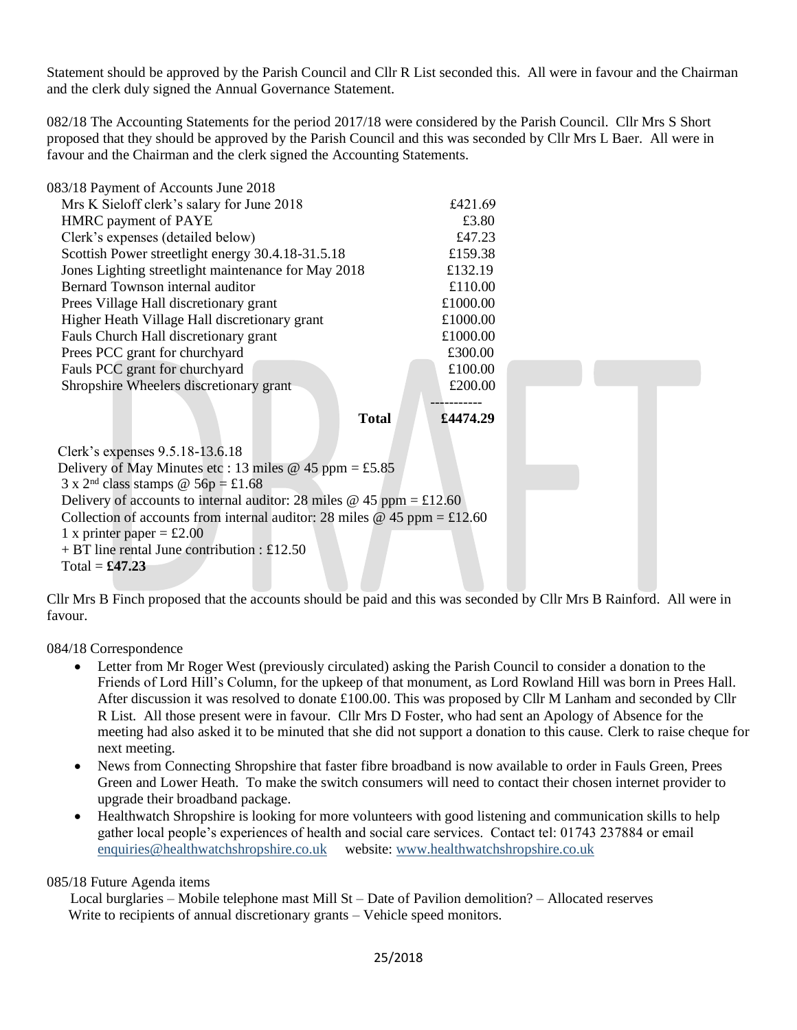Statement should be approved by the Parish Council and Cllr R List seconded this. All were in favour and the Chairman and the clerk duly signed the Annual Governance Statement.

082/18 The Accounting Statements for the period 2017/18 were considered by the Parish Council. Cllr Mrs S Short proposed that they should be approved by the Parish Council and this was seconded by Cllr Mrs L Baer. All were in favour and the Chairman and the clerk signed the Accounting Statements.

083/18 Payment of Accounts June 2018

| | |
|---|---|
| Mrs K Sieloff clerk's salary for June 2018 | £421.69 |
| HMRC payment of PAYE | £3.80 |
| Clerk's expenses (detailed below) | £47.23 |
| Scottish Power streetlight energy 30.4.18-31.5.18 | £159.38 |
| Jones Lighting streetlight maintenance for May 2018 | £132.19 |
| Bernard Townson internal auditor | £110.00 |
| Prees Village Hall discretionary grant | £1000.00 |
| Higher Heath Village Hall discretionary grant | £1000.00 |
| Fauls Church Hall discretionary grant | £1000.00 |
| Prees PCC grant for churchyard | £300.00 |
| Fauls PCC grant for churchyard | £100.00 |
| Shropshire Wheelers discretionary grant | £200.00 |
| **Total** | **£4474.29** |

Clerk's expenses 9.5.18-13.6.18
Delivery of May Minutes etc : 13 miles @ 45 ppm = £5.85
3 x 2nd class stamps @ 56p = £1.68
Delivery of accounts to internal auditor: 28 miles @ 45 ppm = £12.60
Collection of accounts from internal auditor: 28 miles @ 45 ppm = £12.60
1 x printer paper = £2.00
+ BT line rental June contribution : £12.50
Total = **£47.23**

Cllr Mrs B Finch proposed that the accounts should be paid and this was seconded by Cllr Mrs B Rainford. All were in favour.

084/18 Correspondence

- Letter from Mr Roger West (previously circulated) asking the Parish Council to consider a donation to the Friends of Lord Hill's Column, for the upkeep of that monument, as Lord Rowland Hill was born in Prees Hall. After discussion it was resolved to donate £100.00. This was proposed by Cllr M Lanham and seconded by Cllr R List. All those present were in favour. Cllr Mrs D Foster, who had sent an Apology of Absence for the meeting had also asked it to be minuted that she did not support a donation to this cause. Clerk to raise cheque for next meeting.
- News from Connecting Shropshire that faster fibre broadband is now available to order in Fauls Green, Prees Green and Lower Heath. To make the switch consumers will need to contact their chosen internet provider to upgrade their broadband package.
- Healthwatch Shropshire is looking for more volunteers with good listening and communication skills to help gather local people's experiences of health and social care services. Contact tel: 01743 237884 or email enquiries@healthwatchshropshire.co.uk website: www.healthwatchshropshire.co.uk

085/18 Future Agenda items

Local burglaries – Mobile telephone mast Mill St – Date of Pavilion demolition? – Allocated reserves
Write to recipients of annual discretionary grants – Vehicle speed monitors.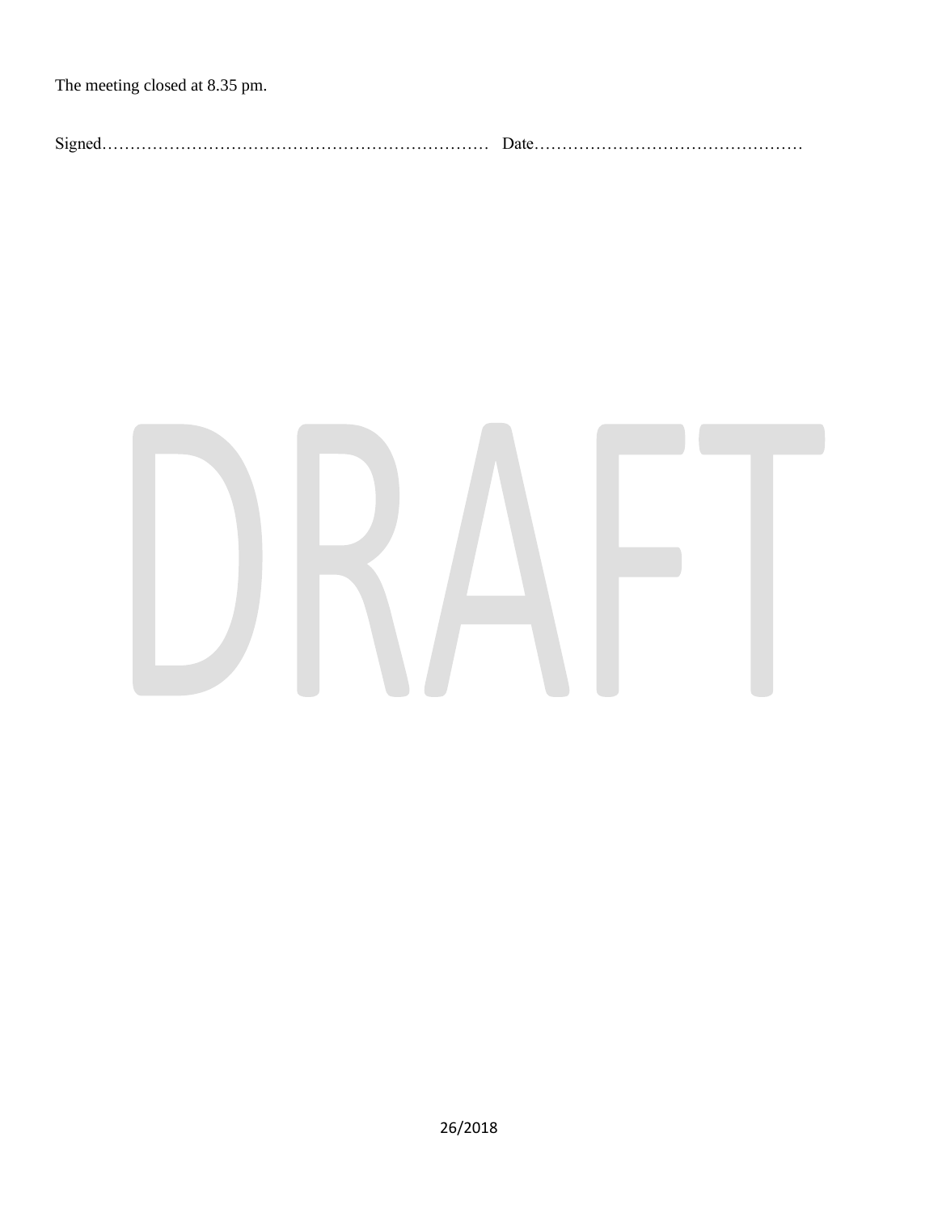The meeting closed at 8.35 pm.

Signed……………………………………………………………  Date…………………………………………

DRAFT

26/2018